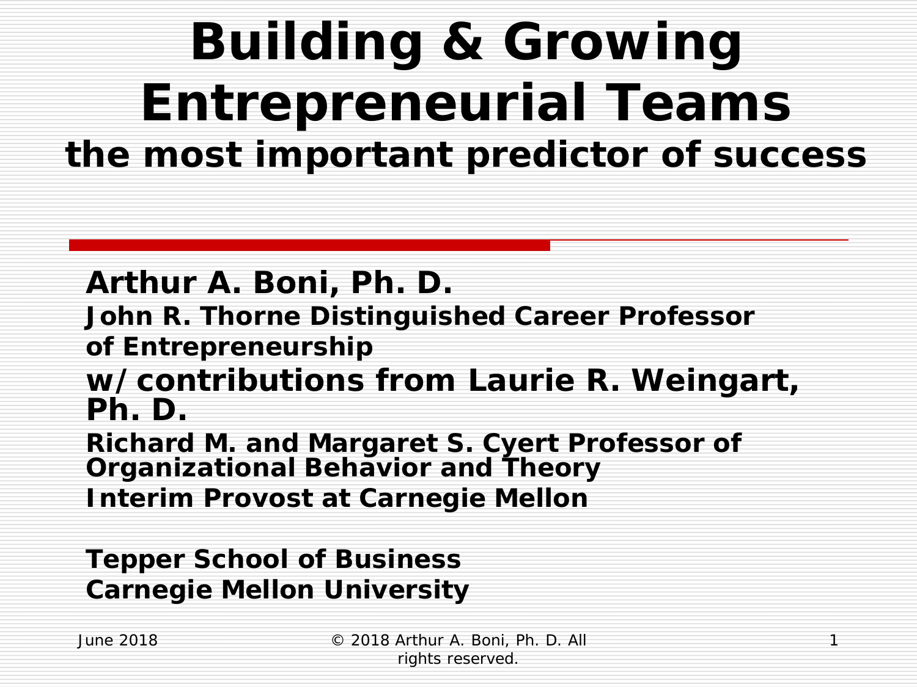# Building & Growing Entrepreneurial Teams

## the most important predictor of success

**Arthur A. Boni, Ph. D.**

**John R. Thorne Distinguished Career Professor of Entrepreneurship**

**w/ contributions from Laurie R. Weingart, Ph. D.**

**Richard M. and Margaret S. Cyert Professor of Organizational Behavior and Theory**

**Interim Provost at Carnegie Mellon**

**Tepper School of Business**
**Carnegie Mellon University**

June 2018

© 2018 Arthur A. Boni, Ph. D. All rights reserved.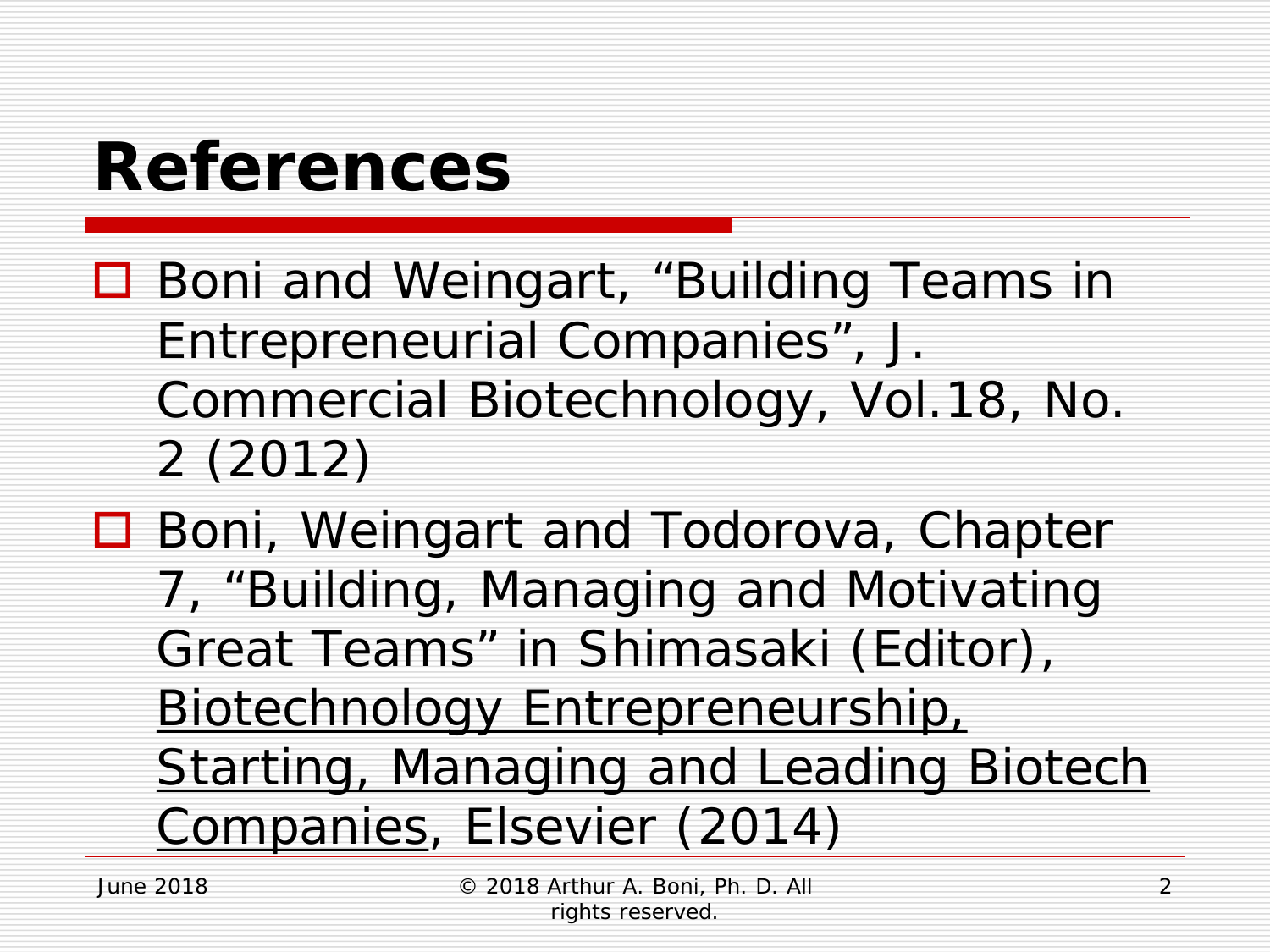# References

- Boni and Weingart, "Building Teams in Entrepreneurial Companies", J. Commercial Biotechnology, Vol.18, No. 2 (2012)
- Boni, Weingart and Todorova, Chapter 7, "Building, Managing and Motivating Great Teams" in Shimasaki (Editor), <u>Biotechnology Entrepreneurship, Starting, Managing and Leading Biotech Companies</u>, Elsevier (2014)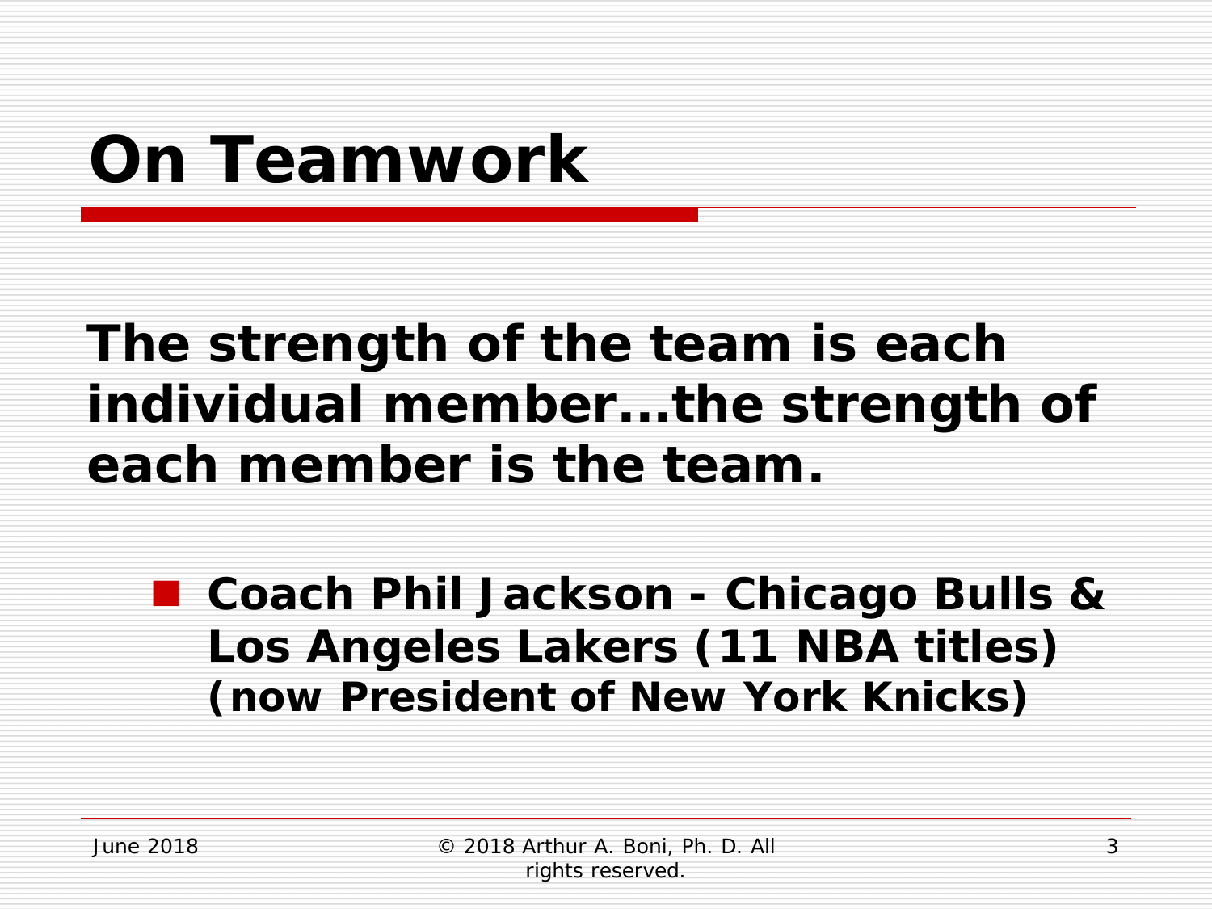# On Teamwork

**The strength of the team is each individual member...the strength of each member is the team.**

- **Coach Phil Jackson - Chicago Bulls & Los Angeles Lakers (11 NBA titles) (now President of New York Knicks)**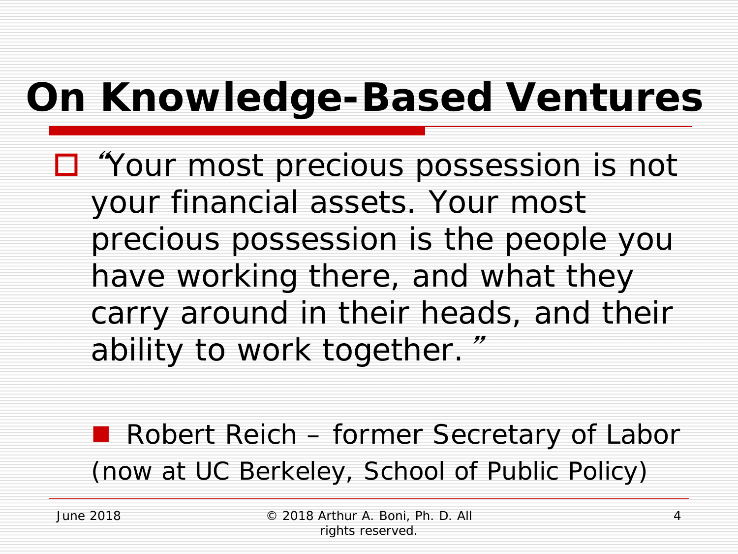# On Knowledge-Based Ventures

- "Your most precious possession is not your financial assets. Your most precious possession is the people you have working there, and what they carry around in their heads, and their ability to work together."

  - Robert Reich – former Secretary of Labor (now at UC Berkeley, School of Public Policy)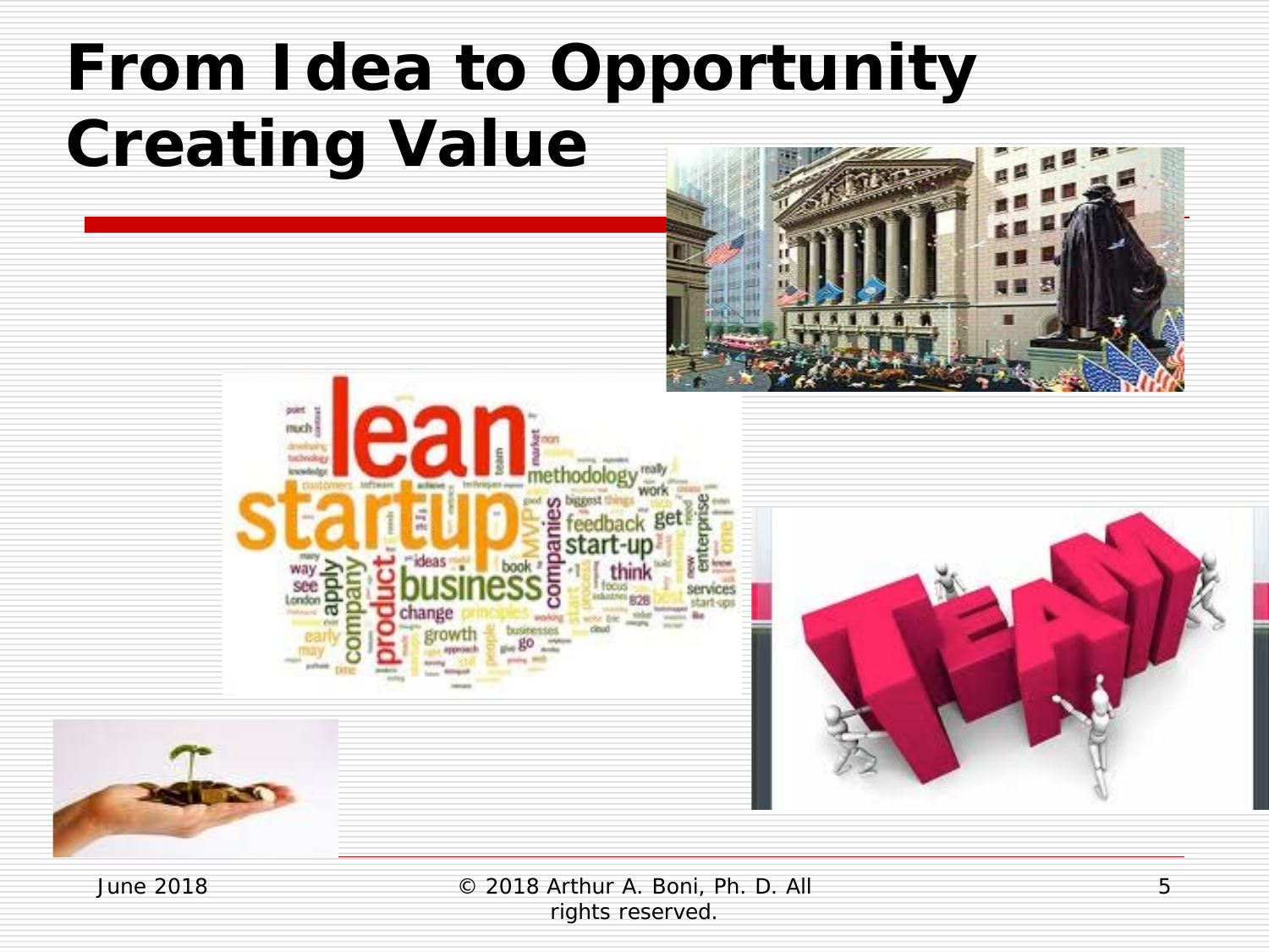# From Idea to Opportunity Creating Value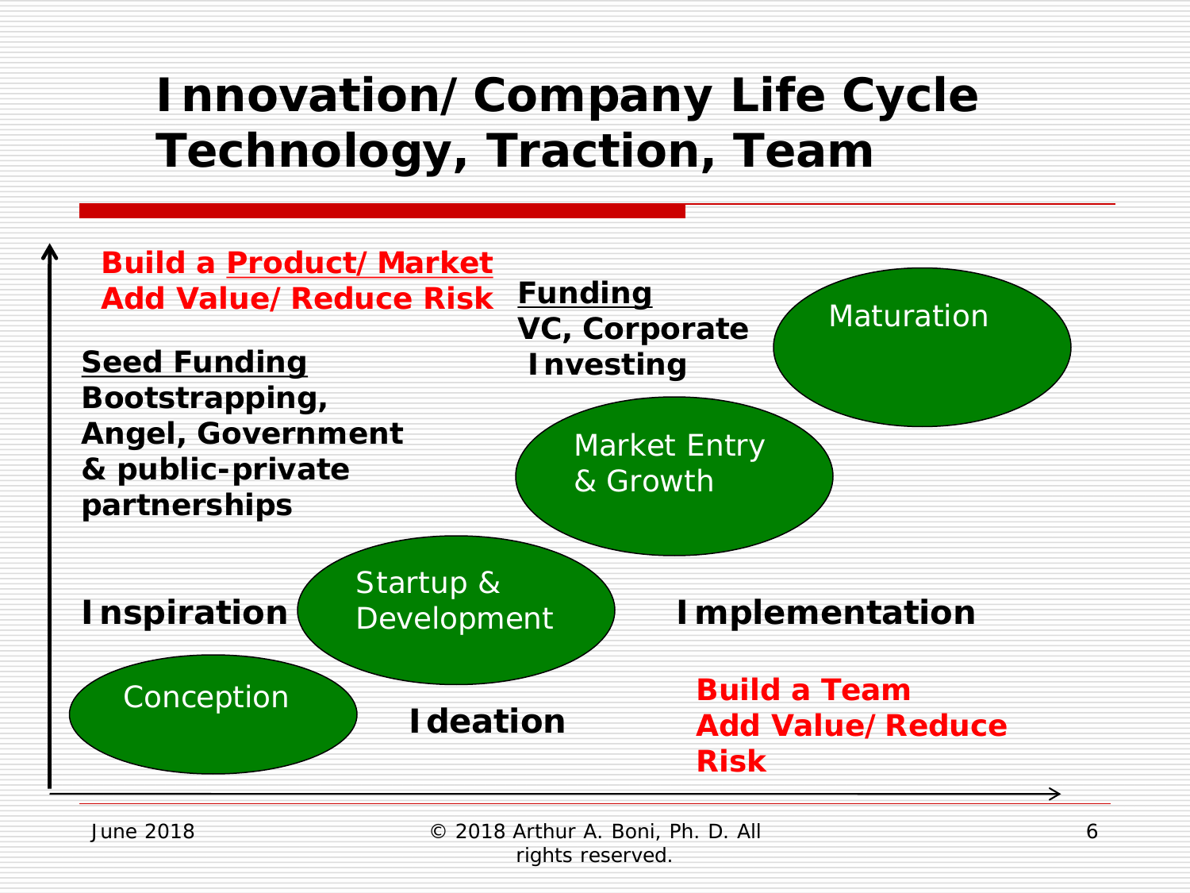# Innovation/ Company Life Cycle Technology, Traction, Team

**Build a Product/ Market**
**Add Value/ Reduce Risk**

**Funding**
**VC, Corporate Investing**

Maturation

**Seed Funding**
**Bootstrapping, Angel, Government & public-private partnerships**

Market Entry & Growth

Startup & Development

**Inspiration**

**Implementation**

Conception

**Ideation**

**Build a Team**
**Add Value/ Reduce Risk**

June 2018

© 2018 Arthur A. Boni, Ph. D. All rights reserved.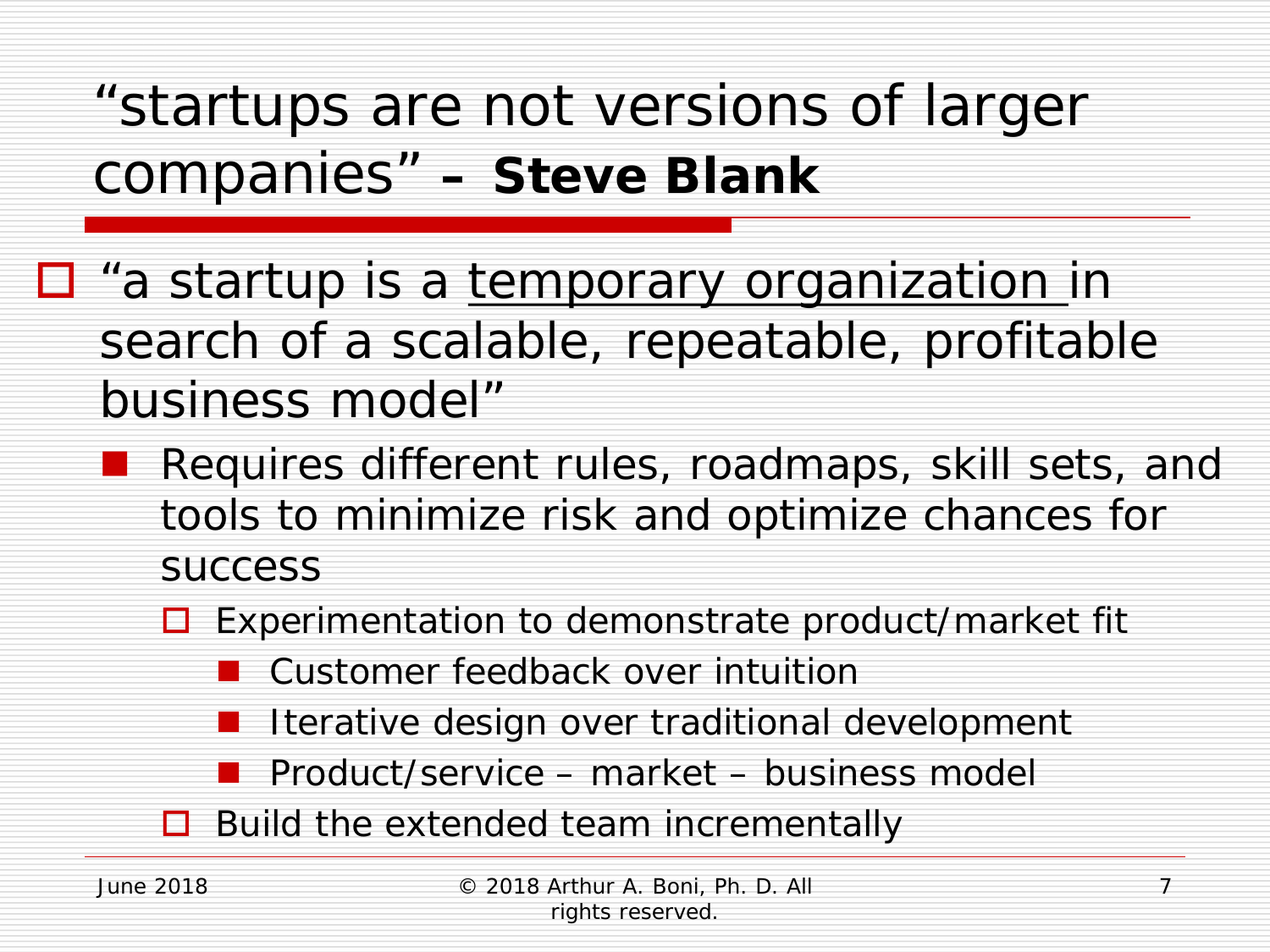# "startups are not versions of larger companies" – **Steve Blank**

- "a startup is a <u>temporary organization</u> in search of a scalable, repeatable, profitable business model"
  - Requires different rules, roadmaps, skill sets, and tools to minimize risk and optimize chances for success
    - Experimentation to demonstrate product/market fit
      - Customer feedback over intuition
      - Iterative design over traditional development
      - Product/service – market – business model
    - Build the extended team incrementally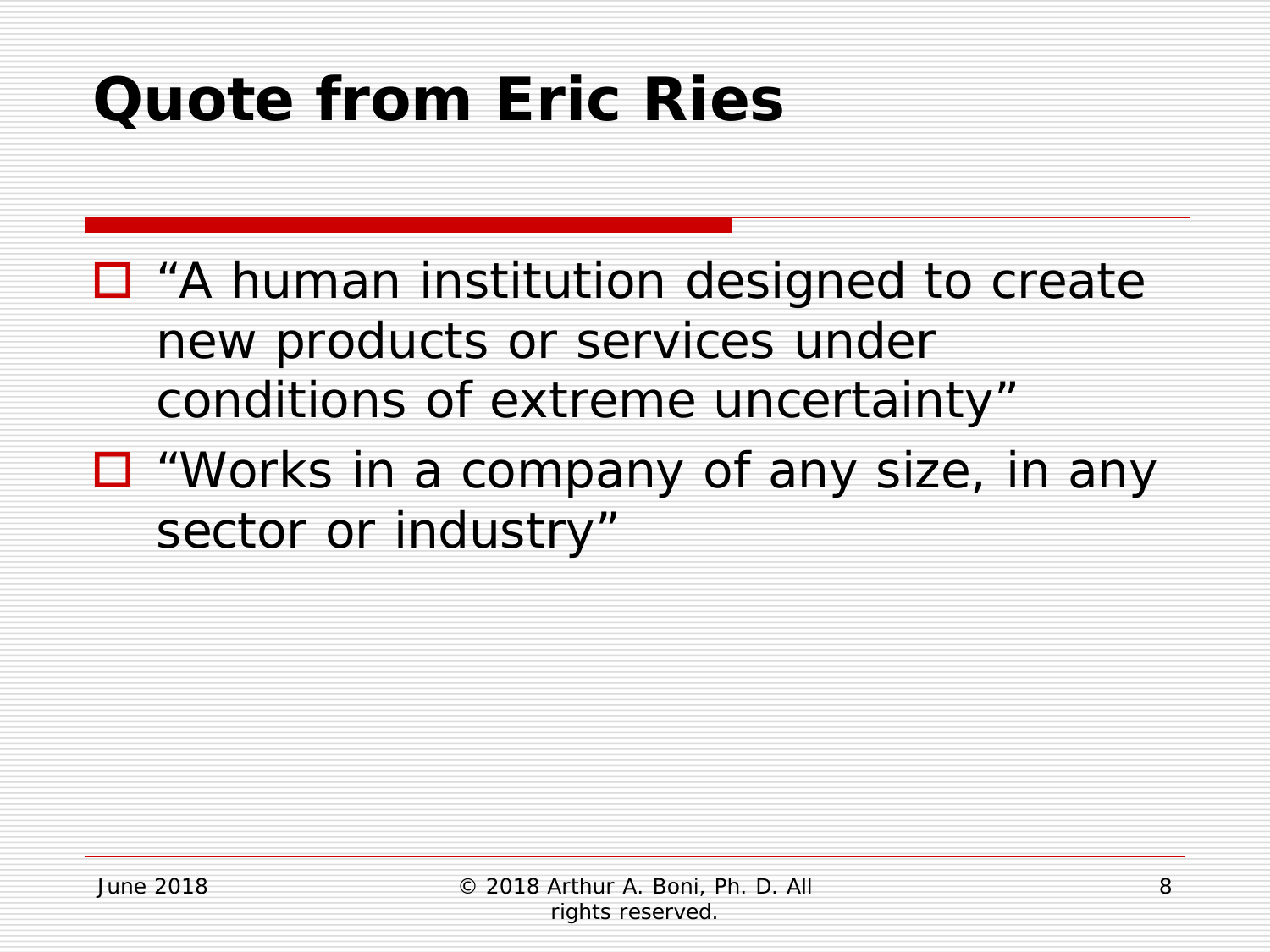# Quote from Eric Ries

- “A human institution designed to create new products or services under conditions of extreme uncertainty”
- “Works in a company of any size, in any sector or industry”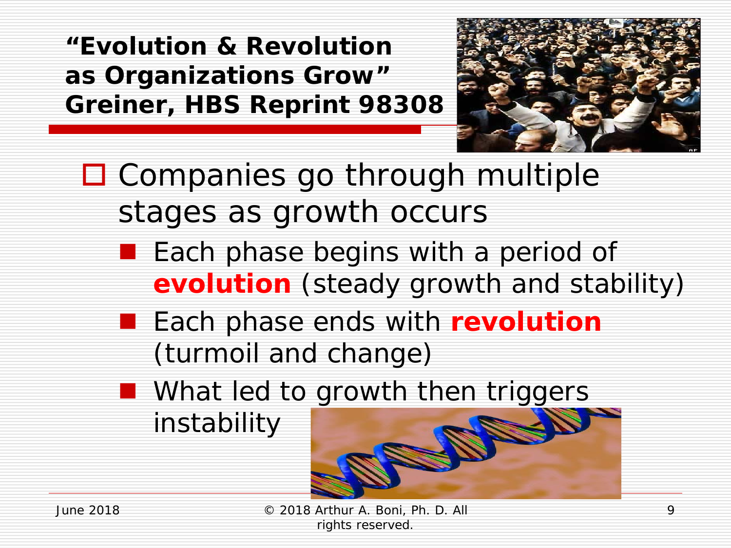# "Evolution & Revolution as Organizations Grow" Greiner, HBS Reprint 98308

- Companies go through multiple stages as growth occurs
  - Each phase begins with a period of **evolution** (steady growth and stability)
  - Each phase ends with **revolution** (turmoil and change)
  - What led to growth then triggers instability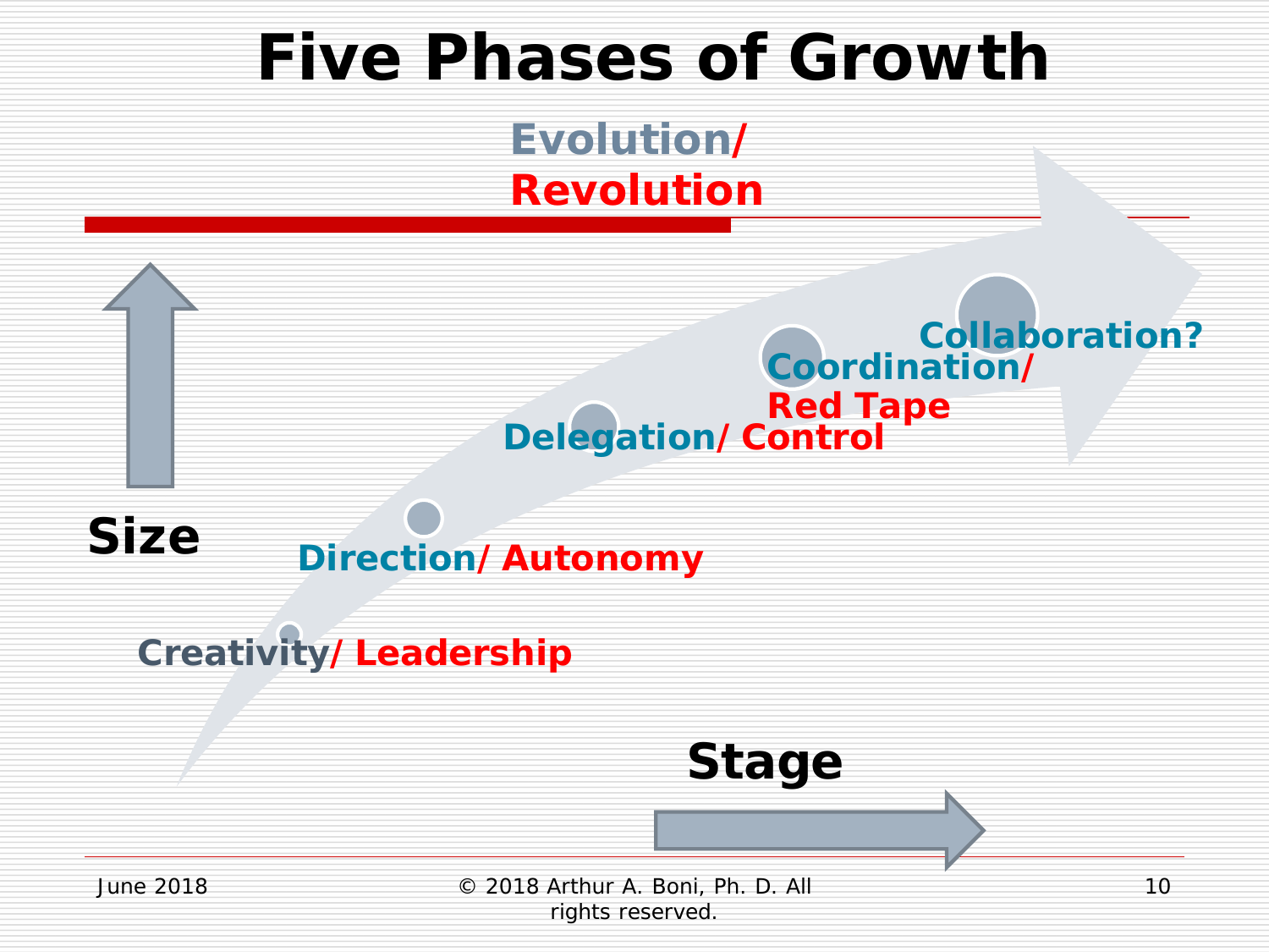# Five Phases of Growth

Evolution/ Revolution

Size

Stage

- Creativity/ Leadership
- Direction/ Autonomy
- Delegation/ Control
- Coordination/ Red Tape
- Collaboration?

June 2018

© 2018 Arthur A. Boni, Ph. D. All rights reserved.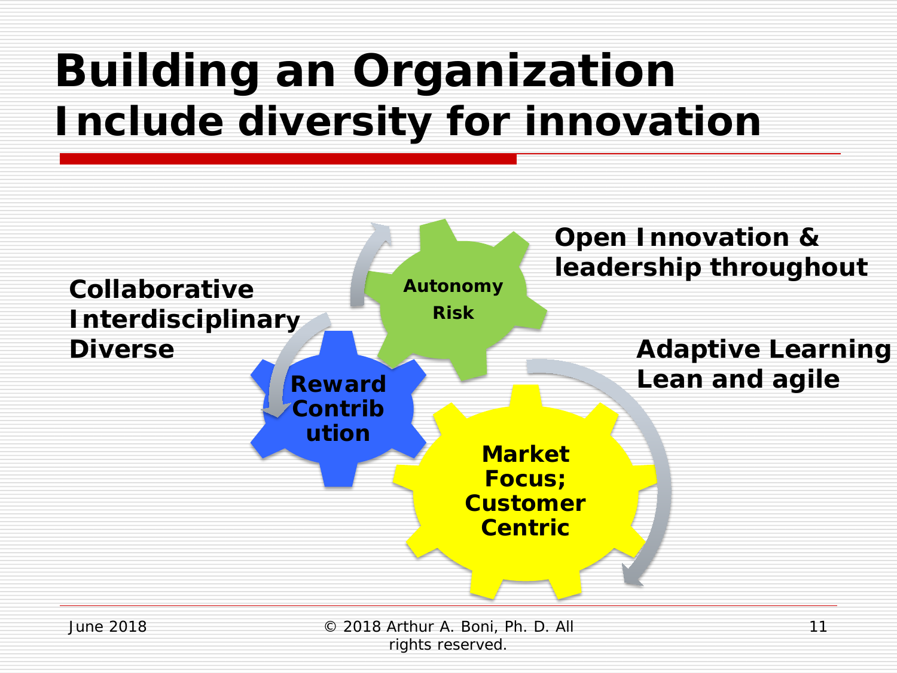# Building an Organization
## Include diversity for innovation

**Collaborative**
**Interdisciplinary**
**Diverse**

**Autonomy**
**Risk**

**Open Innovation & leadership throughout**

**Reward Contrib ution**

**Adaptive Learning**
**Lean and agile**

**Market Focus; Customer Centric**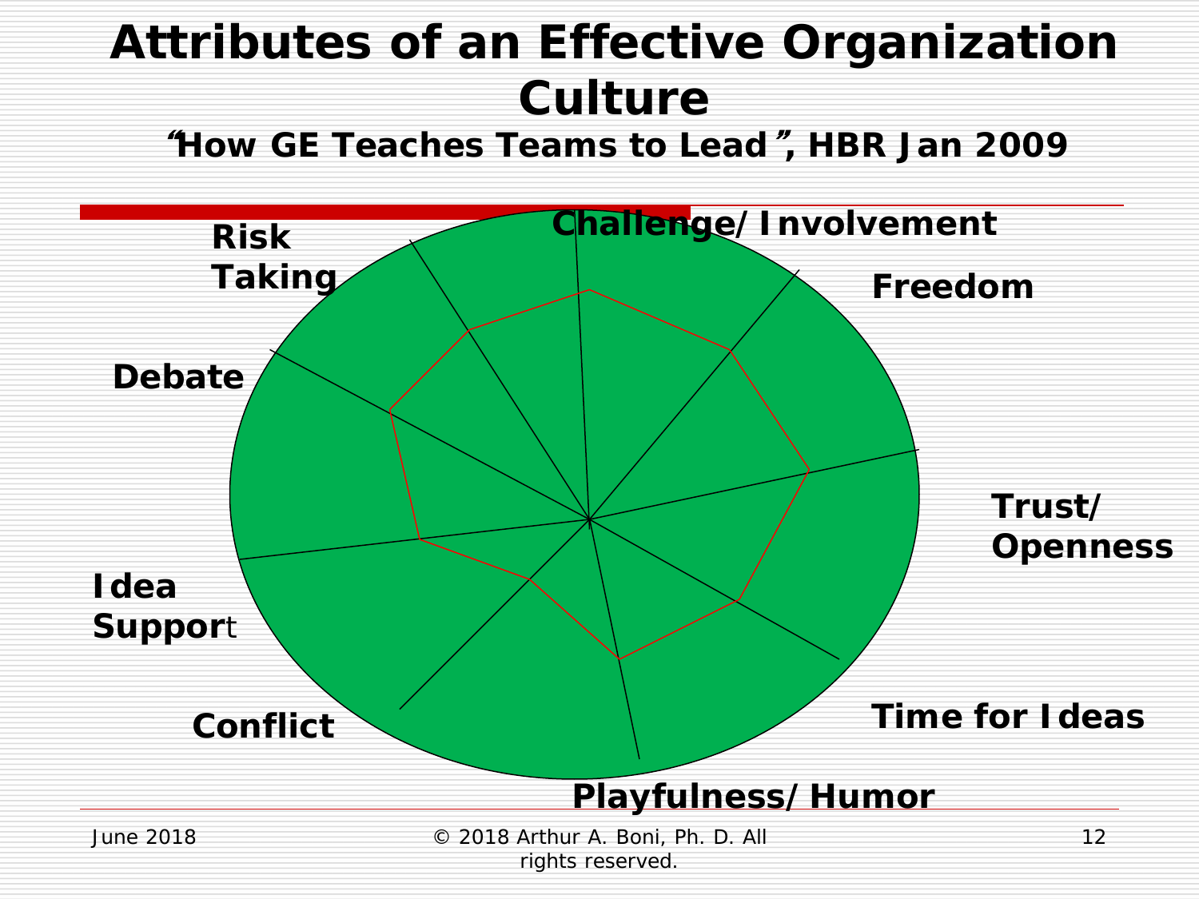# Attributes of an Effective Organization Culture

### "How GE Teaches Teams to Lead", HBR Jan 2009

- Challenge/ Involvement
- Freedom
- Trust/ Openness
- Time for Ideas
- Playfulness/ Humor
- Conflict
- Idea Support
- Debate
- Risk Taking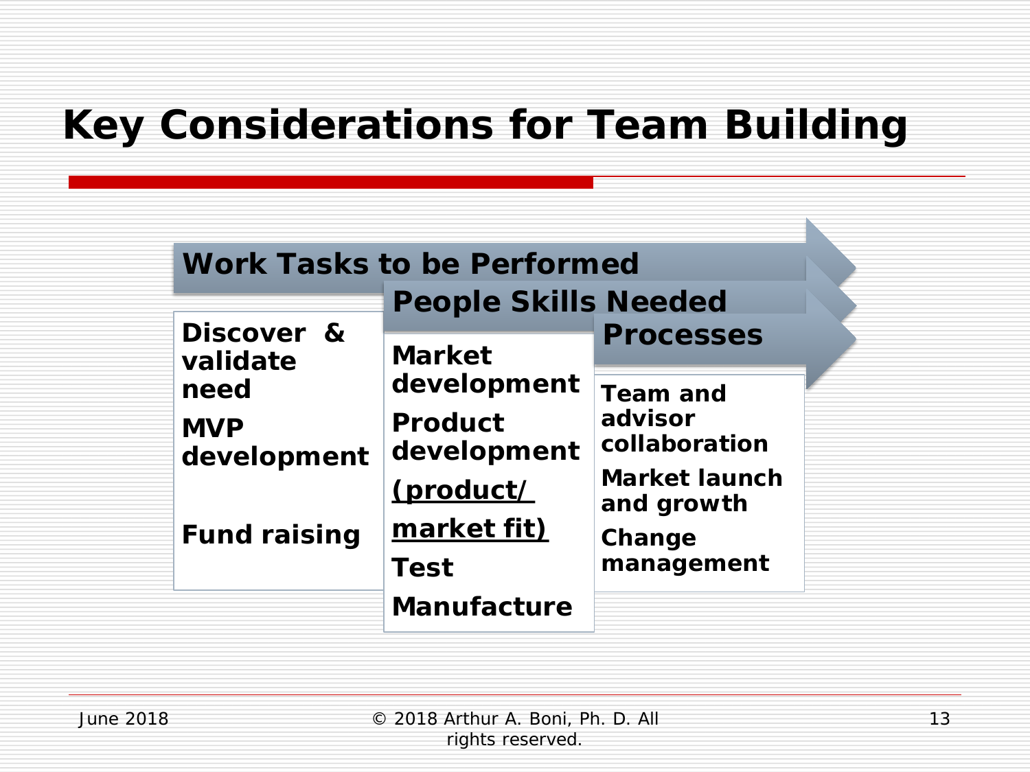# Key Considerations for Team Building

**Work Tasks to be Performed**

- Discover & validate need
- MVP development
- Fund raising

**People Skills Needed**

- Market development
- Product development
- (product/ market fit)
- Test
- Manufacture

**Processes**

- Team and advisor collaboration
- Market launch and growth
- Change management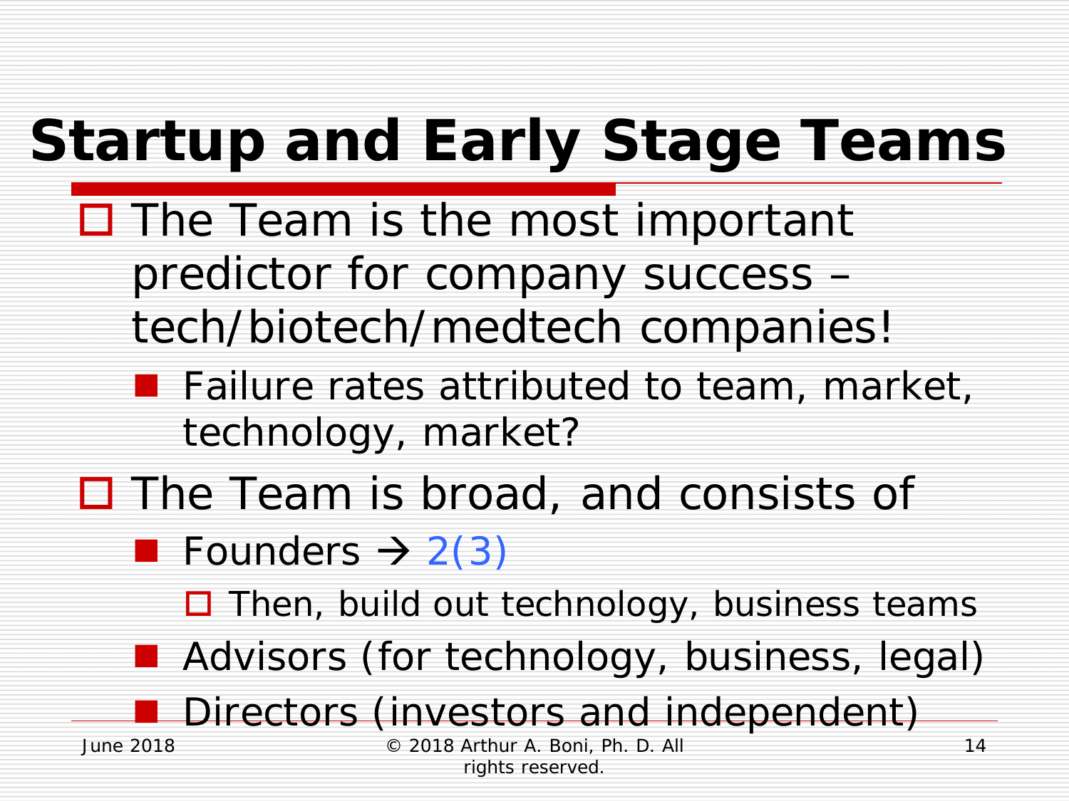# Startup and Early Stage Teams

- The Team is the most important predictor for company success – tech/biotech/medtech companies!
  - Failure rates attributed to team, market, technology, market?
- The Team is broad, and consists of
  - Founders → 2(3)
    - Then, build out technology, business teams
  - Advisors (for technology, business, legal)
  - Directors (investors and independent)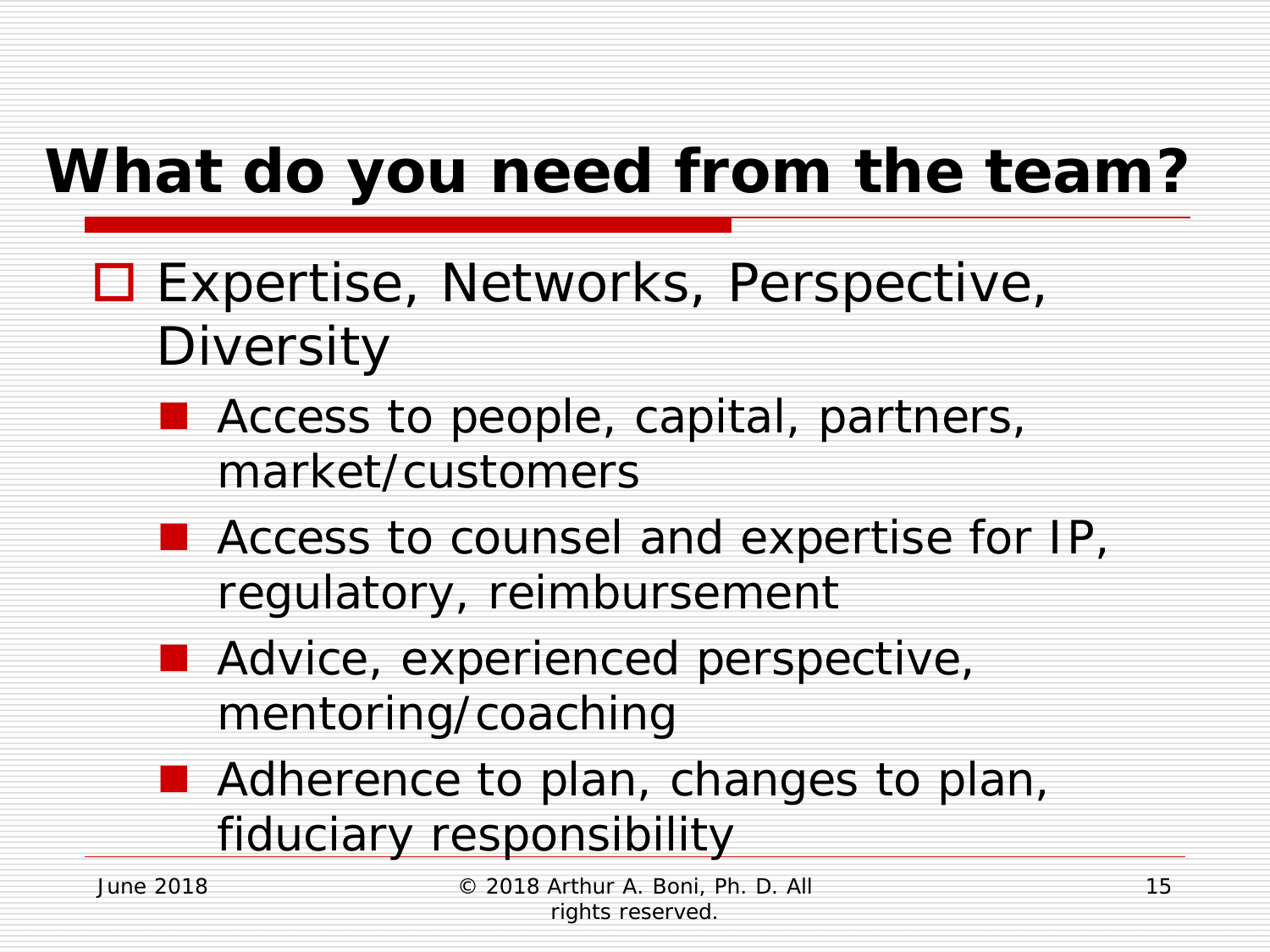# What do you need from the team?

- Expertise, Networks, Perspective, Diversity
  - Access to people, capital, partners, market/customers
  - Access to counsel and expertise for IP, regulatory, reimbursement
  - Advice, experienced perspective, mentoring/coaching
  - Adherence to plan, changes to plan, fiduciary responsibility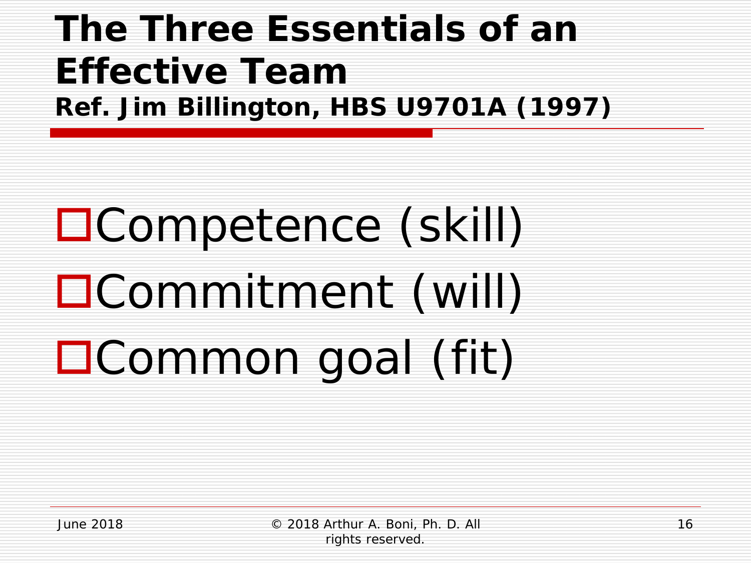# The Three Essentials of an Effective Team

**Ref. Jim Billington, HBS U9701A (1997)**

- Competence (skill)
- Commitment (will)
- Common goal (fit)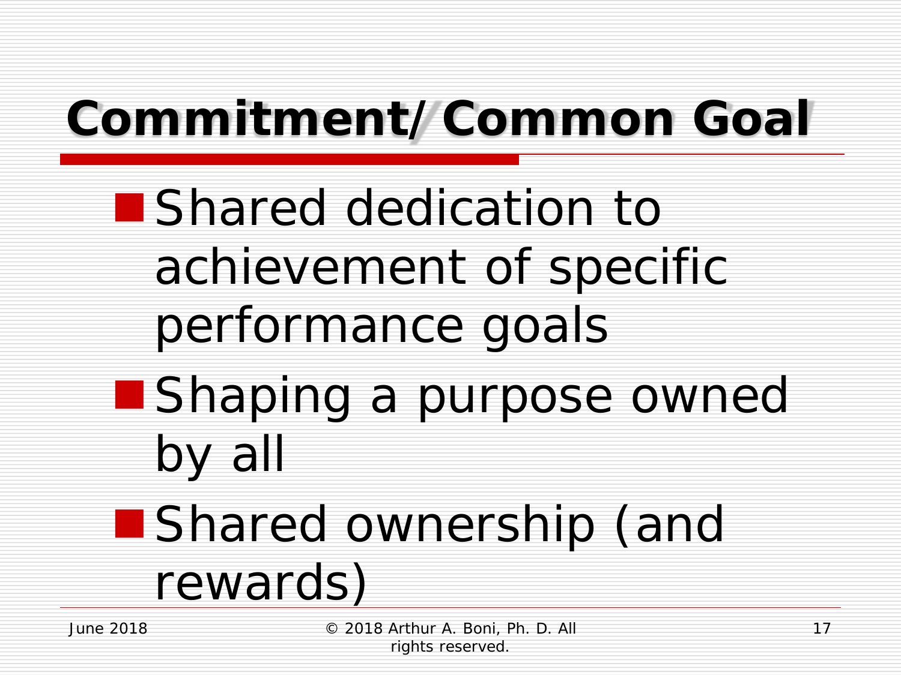# Commitment/ Common Goal

- Shared dedication to achievement of specific performance goals
- Shaping a purpose owned by all
- Shared ownership (and rewards)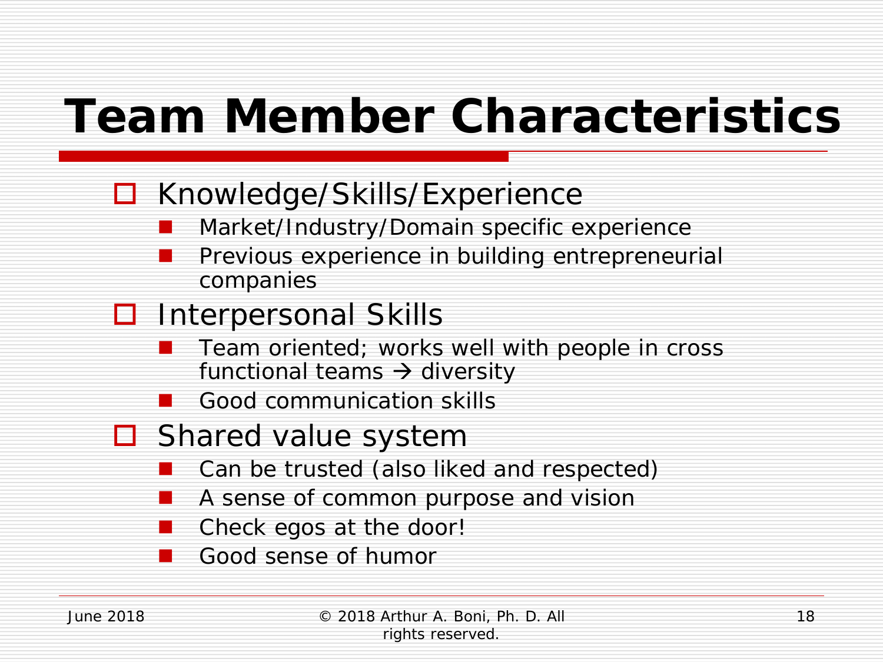# Team Member Characteristics

- Knowledge/Skills/Experience
  - Market/Industry/Domain specific experience
  - Previous experience in building entrepreneurial companies
- Interpersonal Skills
  - Team oriented; works well with people in cross functional teams → diversity
  - Good communication skills
- Shared value system
  - Can be trusted (also liked and respected)
  - A sense of common purpose and vision
  - Check egos at the door!
  - Good sense of humor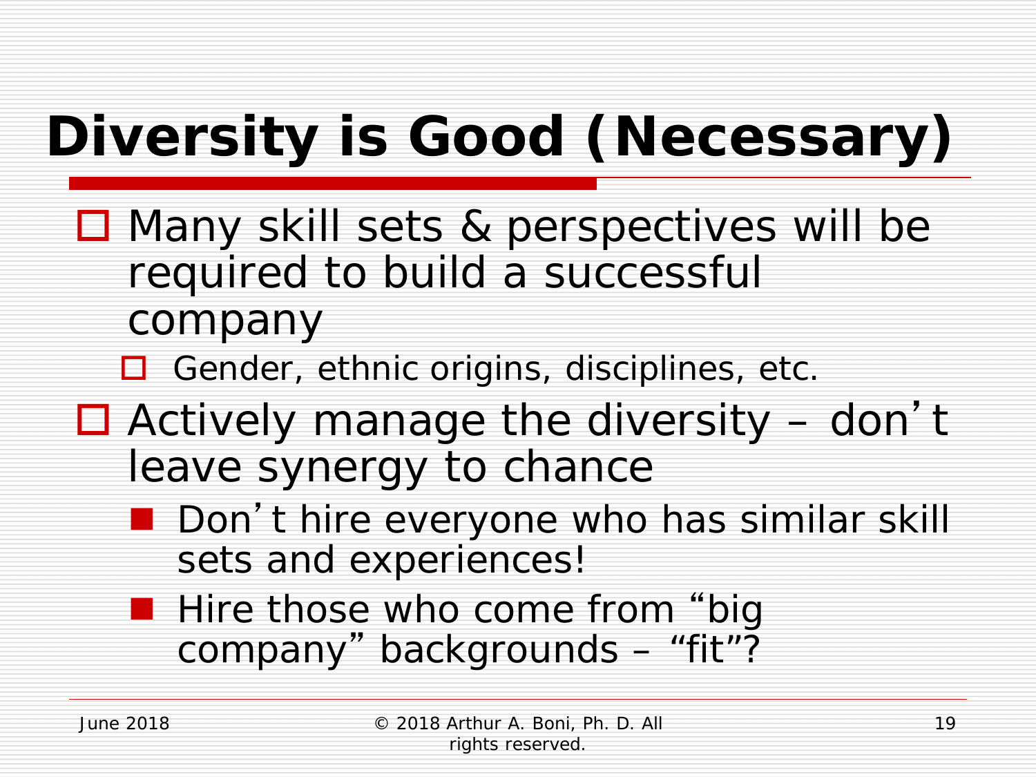# Diversity is Good (Necessary)

- Many skill sets & perspectives will be required to build a successful company
  - Gender, ethnic origins, disciplines, etc.
- Actively manage the diversity – don't leave synergy to chance
  - Don't hire everyone who has similar skill sets and experiences!
  - Hire those who come from "big company" backgrounds – "fit"?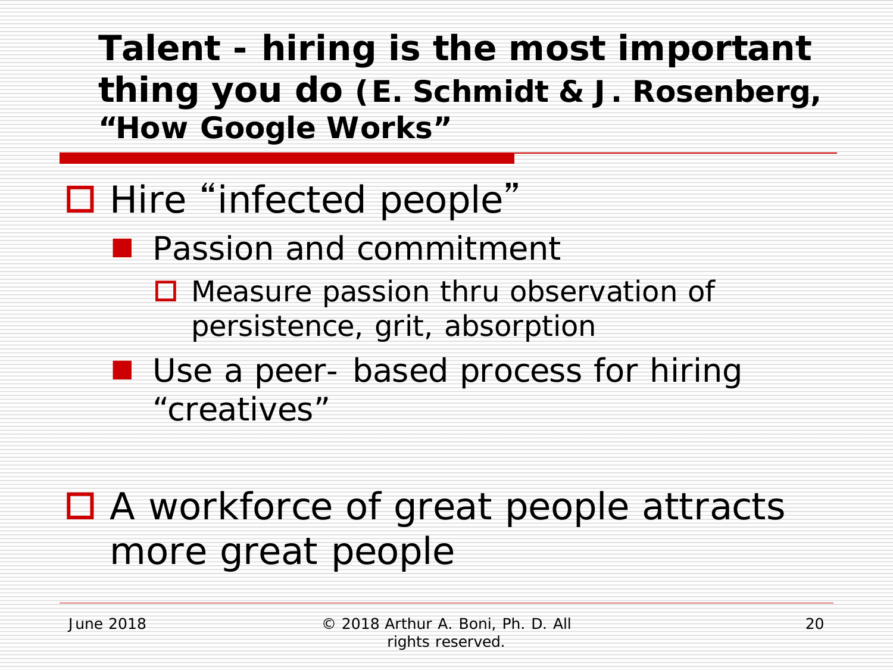## Talent - hiring is the most important thing you do (E. Schmidt & J. Rosenberg, "How Google Works"

- Hire "infected people"
  - Passion and commitment
    - Measure passion thru observation of persistence, grit, absorption
  - Use a peer- based process for hiring "creatives"

- A workforce of great people attracts more great people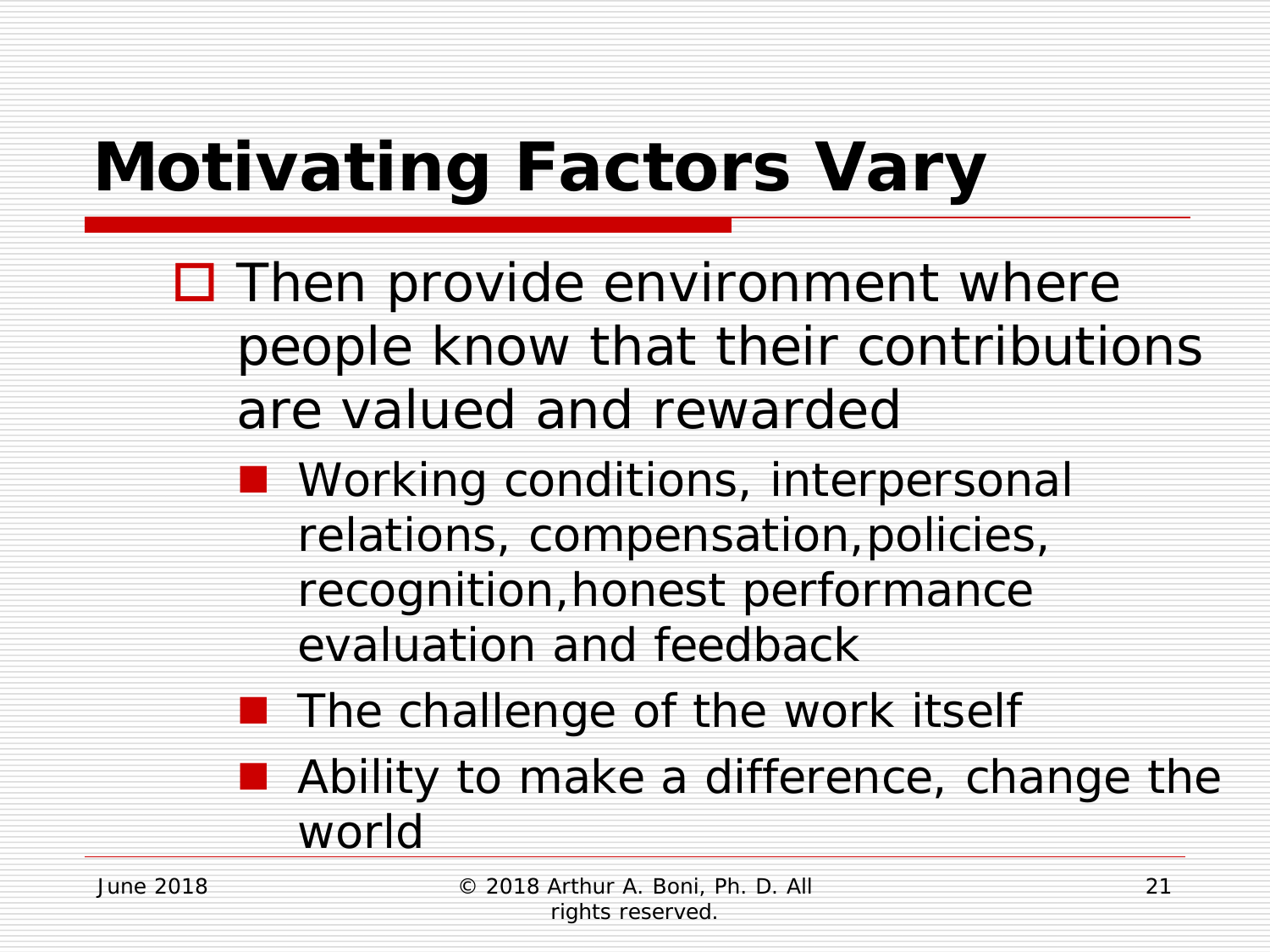# Motivating Factors Vary

- Then provide environment where people know that their contributions are valued and rewarded
  - Working conditions, interpersonal relations, compensation,policies, recognition,honest performance evaluation and feedback
  - The challenge of the work itself
  - Ability to make a difference, change the world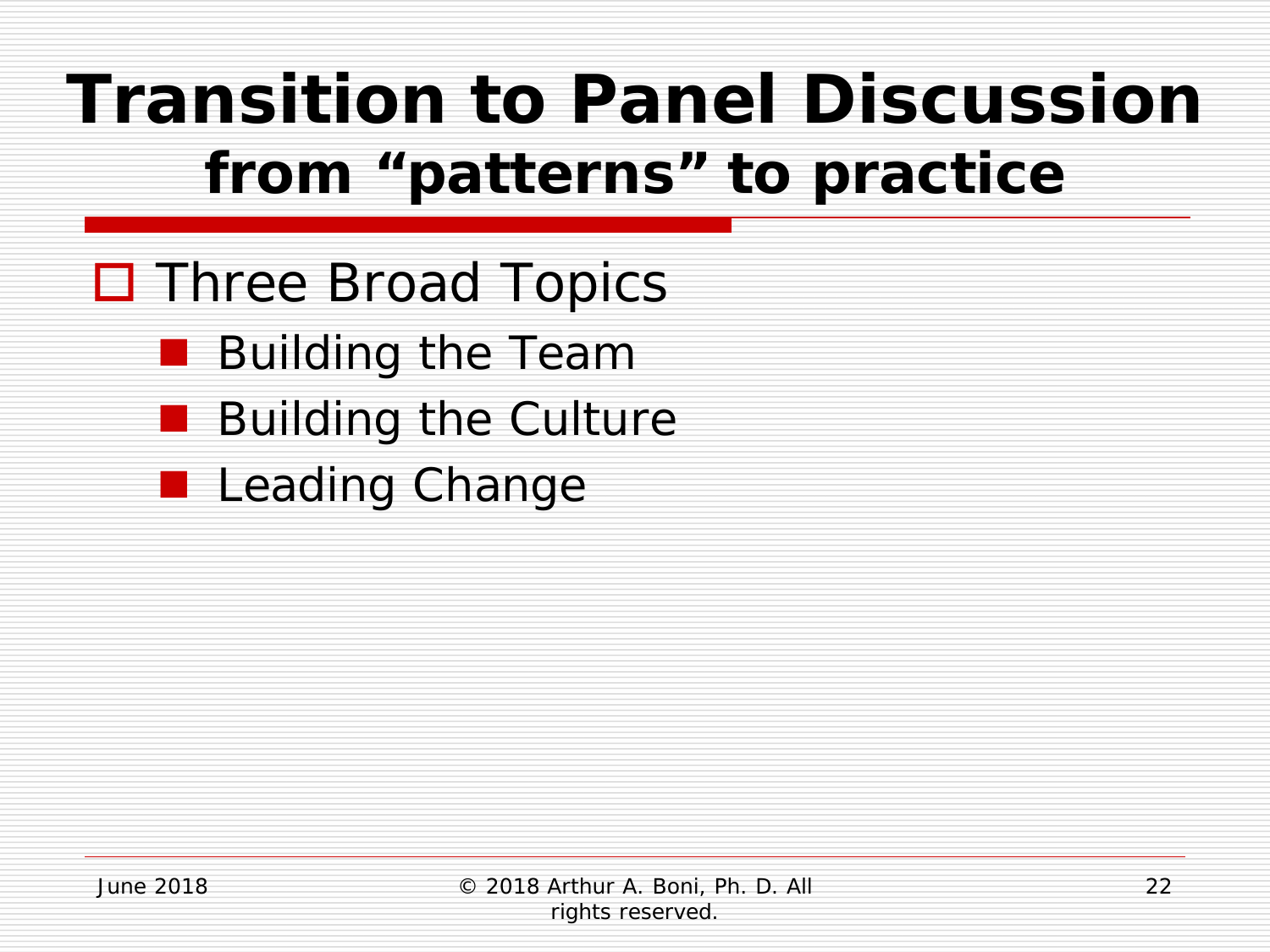# Transition to Panel Discussion

## from "patterns" to practice

- Three Broad Topics
  - Building the Team
  - Building the Culture
  - Leading Change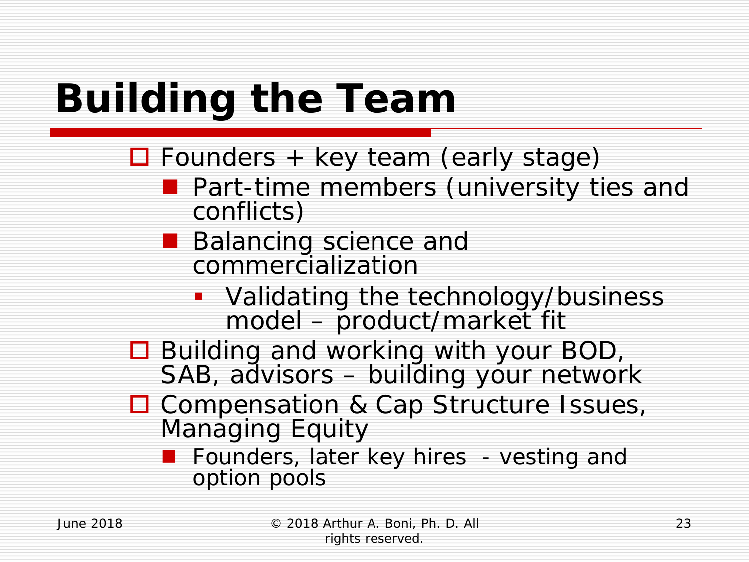# Building the Team

- Founders + key team (early stage)
  - Part-time members (university ties and conflicts)
  - Balancing science and commercialization
    - Validating the technology/business model – product/market fit
- Building and working with your BOD, SAB, advisors – building your network
- Compensation & Cap Structure Issues, Managing Equity
  - Founders, later key hires - vesting and option pools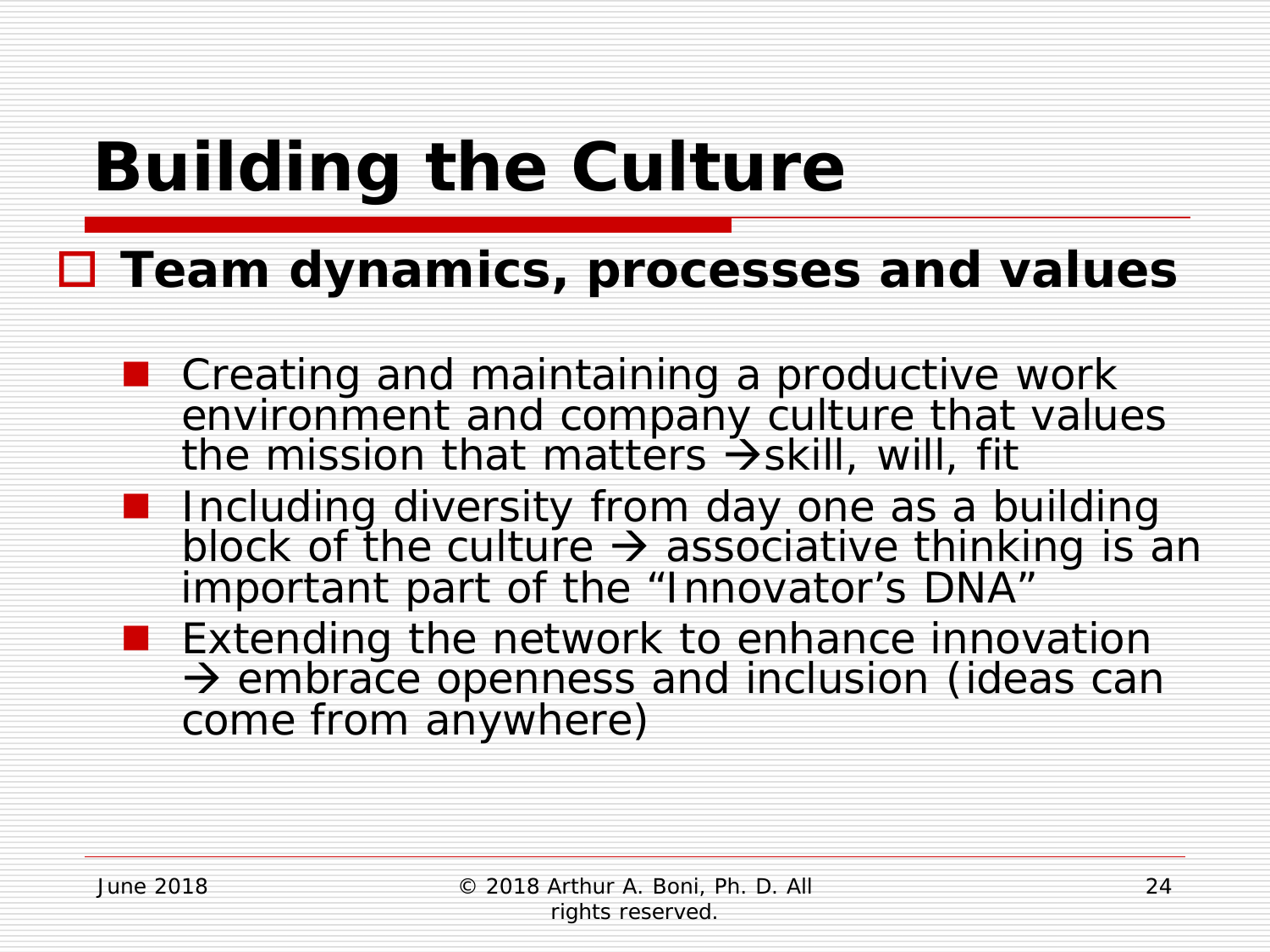# Building the Culture

- **Team dynamics, processes and values**
  - Creating and maintaining a productive work environment and company culture that values the mission that matters →skill, will, fit
  - Including diversity from day one as a building block of the culture → associative thinking is an important part of the "Innovator's DNA"
  - Extending the network to enhance innovation → embrace openness and inclusion (ideas can come from anywhere)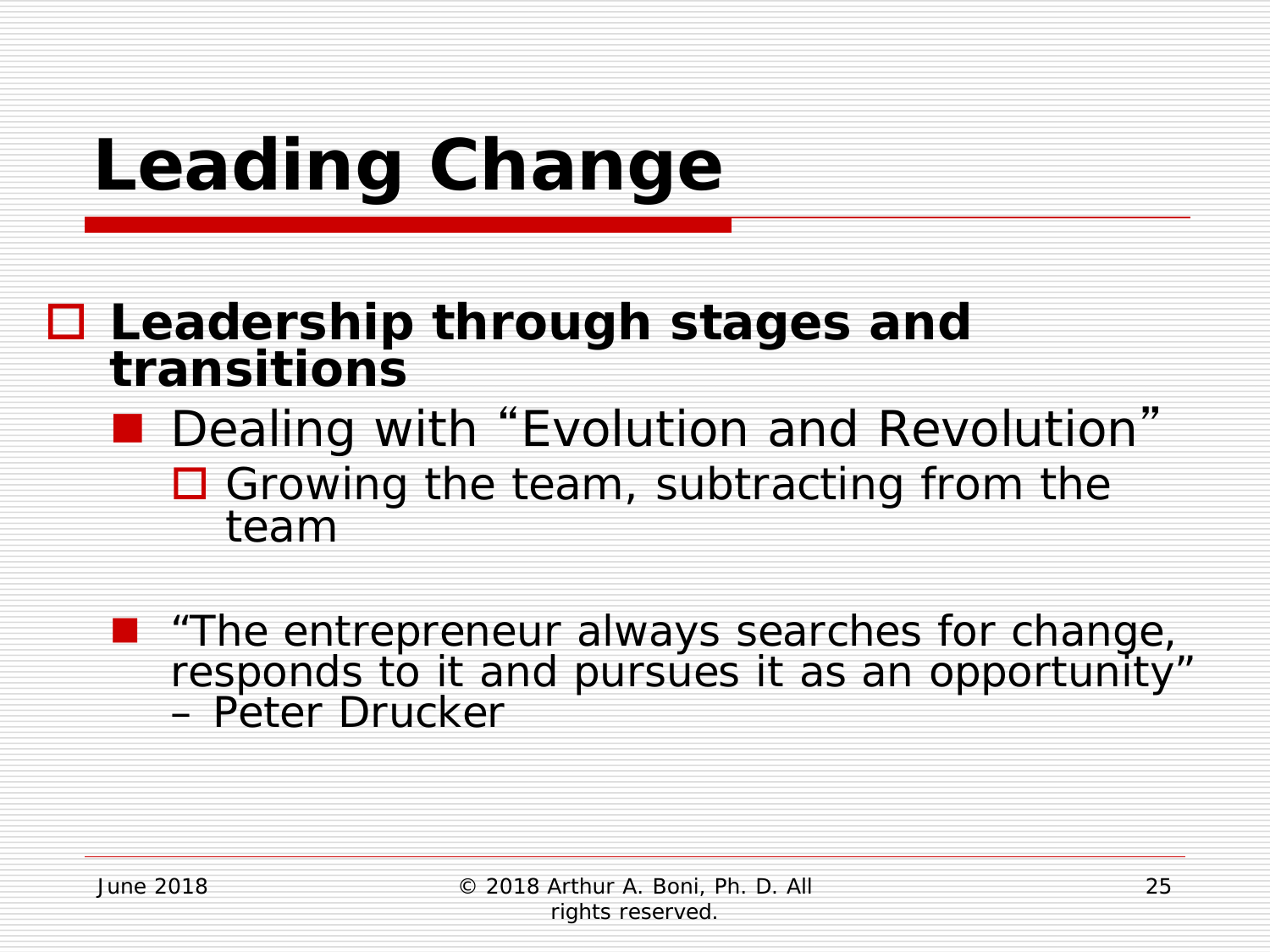# Leading Change

- **Leadership through stages and transitions**
  - Dealing with “Evolution and Revolution”
    - Growing the team, subtracting from the team
  - “The entrepreneur always searches for change, responds to it and pursues it as an opportunity” – Peter Drucker

June 2018 © 2018 Arthur A. Boni, Ph. D. All rights reserved.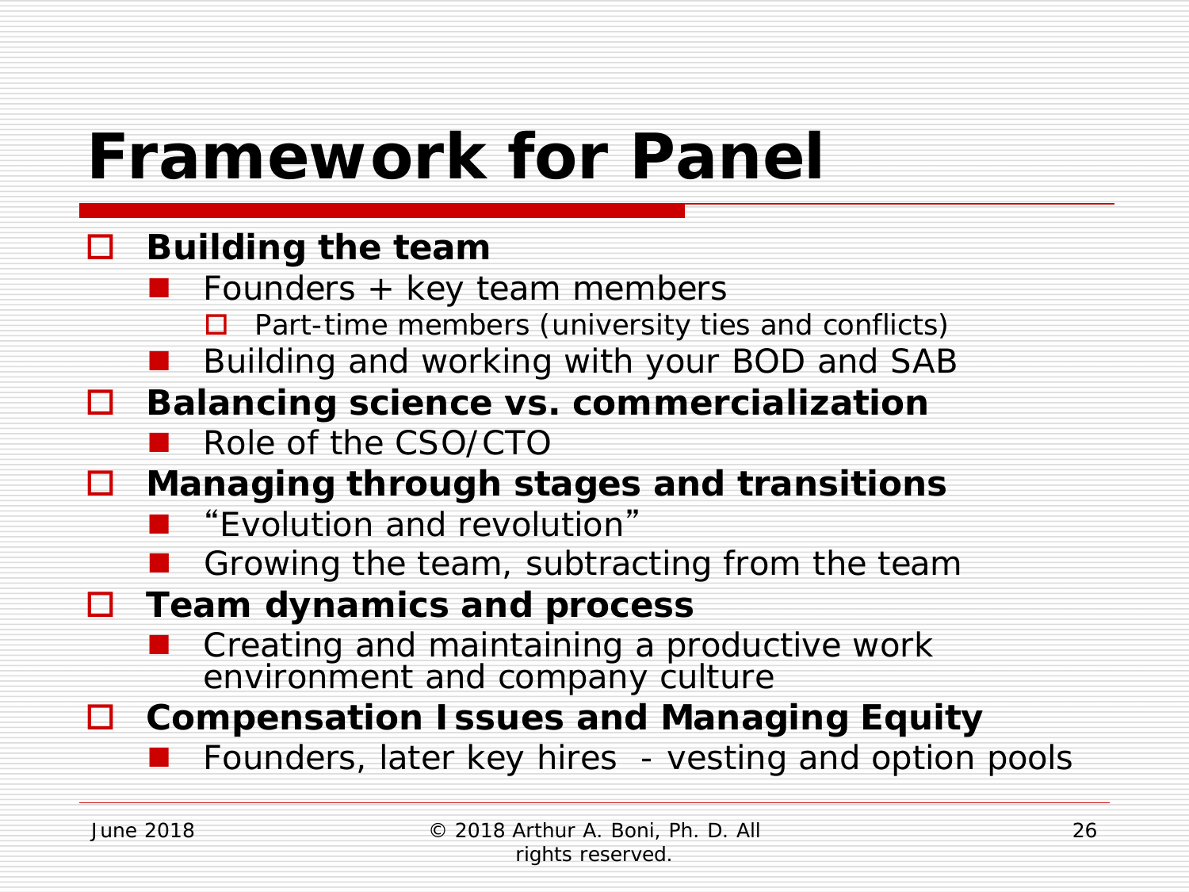# Framework for Panel

- **Building the team**
  - Founders + key team members
    - Part-time members (university ties and conflicts)
  - Building and working with your BOD and SAB
- **Balancing science vs. commercialization**
  - Role of the CSO/CTO
- **Managing through stages and transitions**
  - "Evolution and revolution"
  - Growing the team, subtracting from the team
- **Team dynamics and process**
  - Creating and maintaining a productive work environment and company culture
- **Compensation Issues and Managing Equity**
  - Founders, later key hires - vesting and option pools